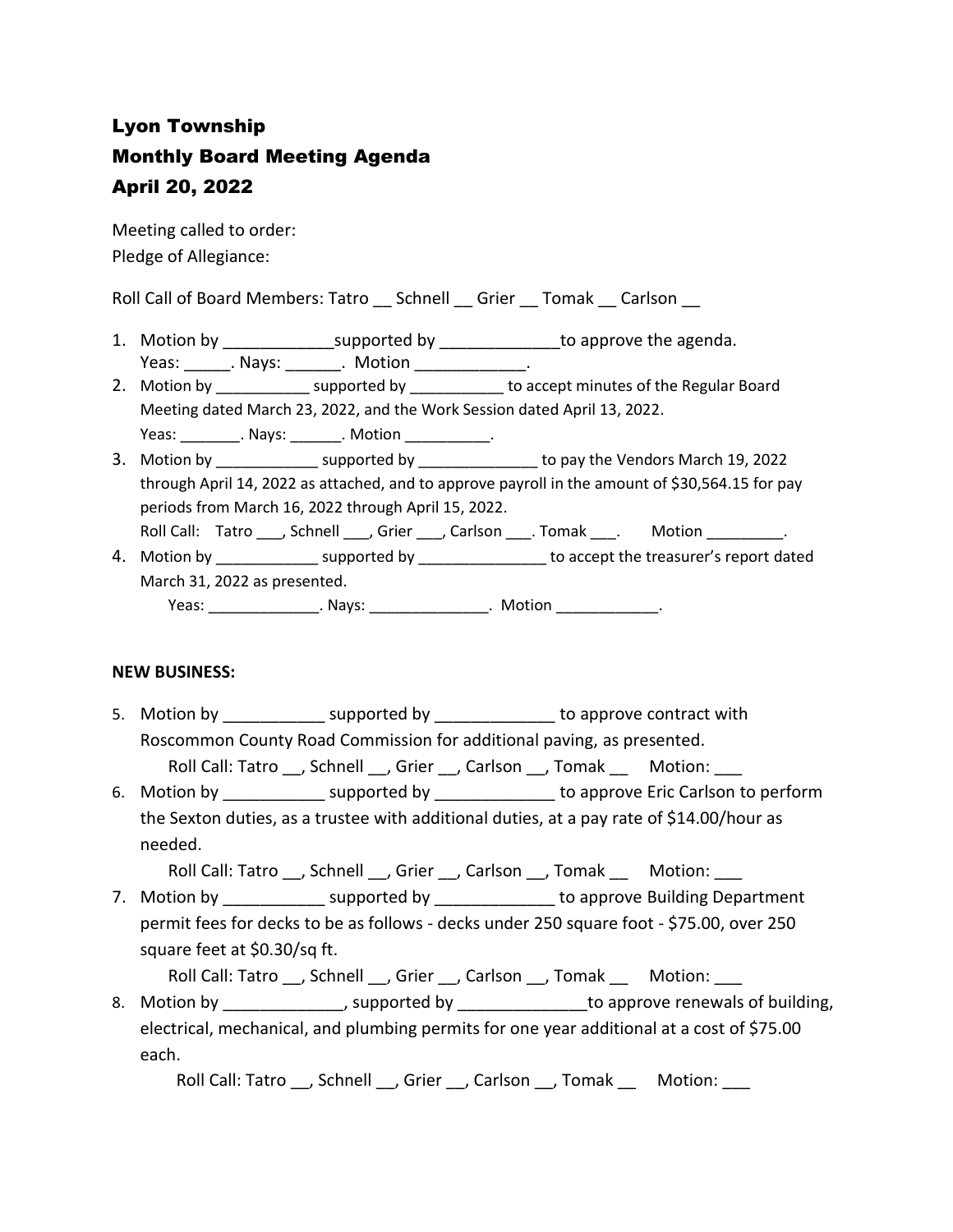# Lyon Township
# Monthly Board Meeting Agenda
# April 20, 2022

Meeting called to order:
Pledge of Allegiance:

Roll Call of Board Members: Tatro __ Schnell __ Grier __ Tomak __ Carlson __

1. Motion by ____________supported by _____________to approve the agenda.
   Yeas: _____. Nays: ______. Motion ____________.
2. Motion by ___________ supported by ___________ to accept minutes of the Regular Board Meeting dated March 23, 2022, and the Work Session dated April 13, 2022.
   Yeas: _______. Nays: ______. Motion __________.
3. Motion by ____________ supported by ______________ to pay the Vendors March 19, 2022 through April 14, 2022 as attached, and to approve payroll in the amount of $30,564.15 for pay periods from March 16, 2022 through April 15, 2022.
   Roll Call: Tatro ___, Schnell ___, Grier ___, Carlson ___. Tomak ___. Motion _________.
4. Motion by ____________ supported by _______________ to accept the treasurer's report dated March 31, 2022 as presented.
   Yeas: _____________. Nays: ______________. Motion ____________.

**NEW BUSINESS:**

5. Motion by ___________ supported by _____________ to approve contract with Roscommon County Road Commission for additional paving, as presented.
   Roll Call: Tatro __, Schnell __, Grier __, Carlson __, Tomak __ Motion: ___
6. Motion by ___________ supported by _____________ to approve Eric Carlson to perform the Sexton duties, as a trustee with additional duties, at a pay rate of $14.00/hour as needed.
   Roll Call: Tatro __, Schnell __, Grier __, Carlson __, Tomak __ Motion: ___
7. Motion by ___________ supported by _____________ to approve Building Department permit fees for decks to be as follows - decks under 250 square foot - $75.00, over 250 square feet at $0.30/sq ft.
   Roll Call: Tatro __, Schnell __, Grier __, Carlson __, Tomak __ Motion: ___
8. Motion by _____________, supported by ______________to approve renewals of building, electrical, mechanical, and plumbing permits for one year additional at a cost of $75.00 each.
   Roll Call: Tatro __, Schnell __, Grier __, Carlson __, Tomak __ Motion: ___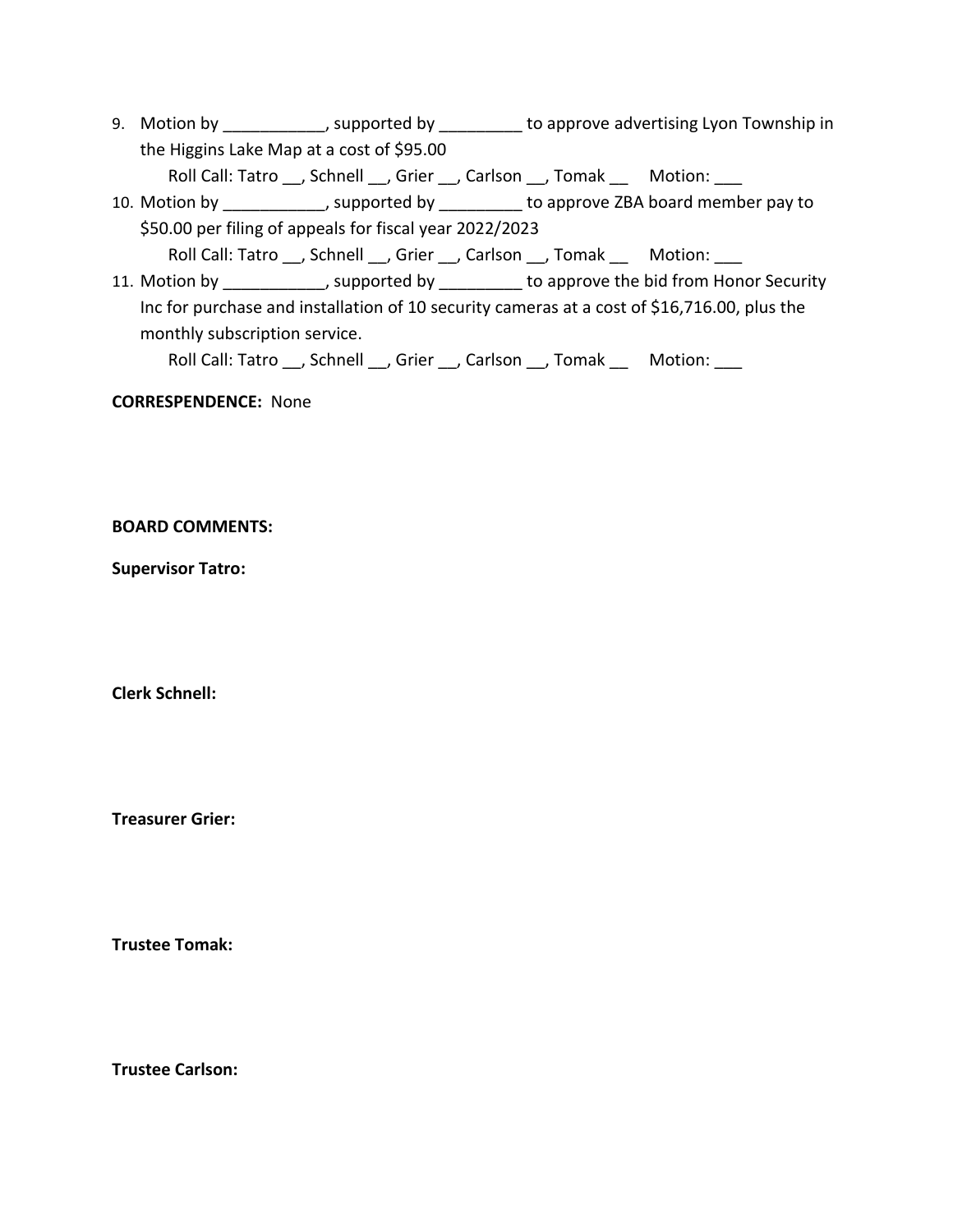9. Motion by ___________, supported by _________ to approve advertising Lyon Township in the Higgins Lake Map at a cost of $95.00

   Roll Call: Tatro __, Schnell __, Grier __, Carlson __, Tomak __    Motion: ___

10. Motion by ___________, supported by _________ to approve ZBA board member pay to $50.00 per filing of appeals for fiscal year 2022/2023

    Roll Call: Tatro __, Schnell __, Grier __, Carlson __, Tomak __    Motion: ___

11. Motion by ___________, supported by _________ to approve the bid from Honor Security Inc for purchase and installation of 10 security cameras at a cost of $16,716.00, plus the monthly subscription service.

    Roll Call: Tatro __, Schnell __, Grier __, Carlson __, Tomak __    Motion: ___

**CORRESPENDENCE:** None

**BOARD COMMENTS:**

**Supervisor Tatro:**

**Clerk Schnell:**

**Treasurer Grier:**

**Trustee Tomak:**

**Trustee Carlson:**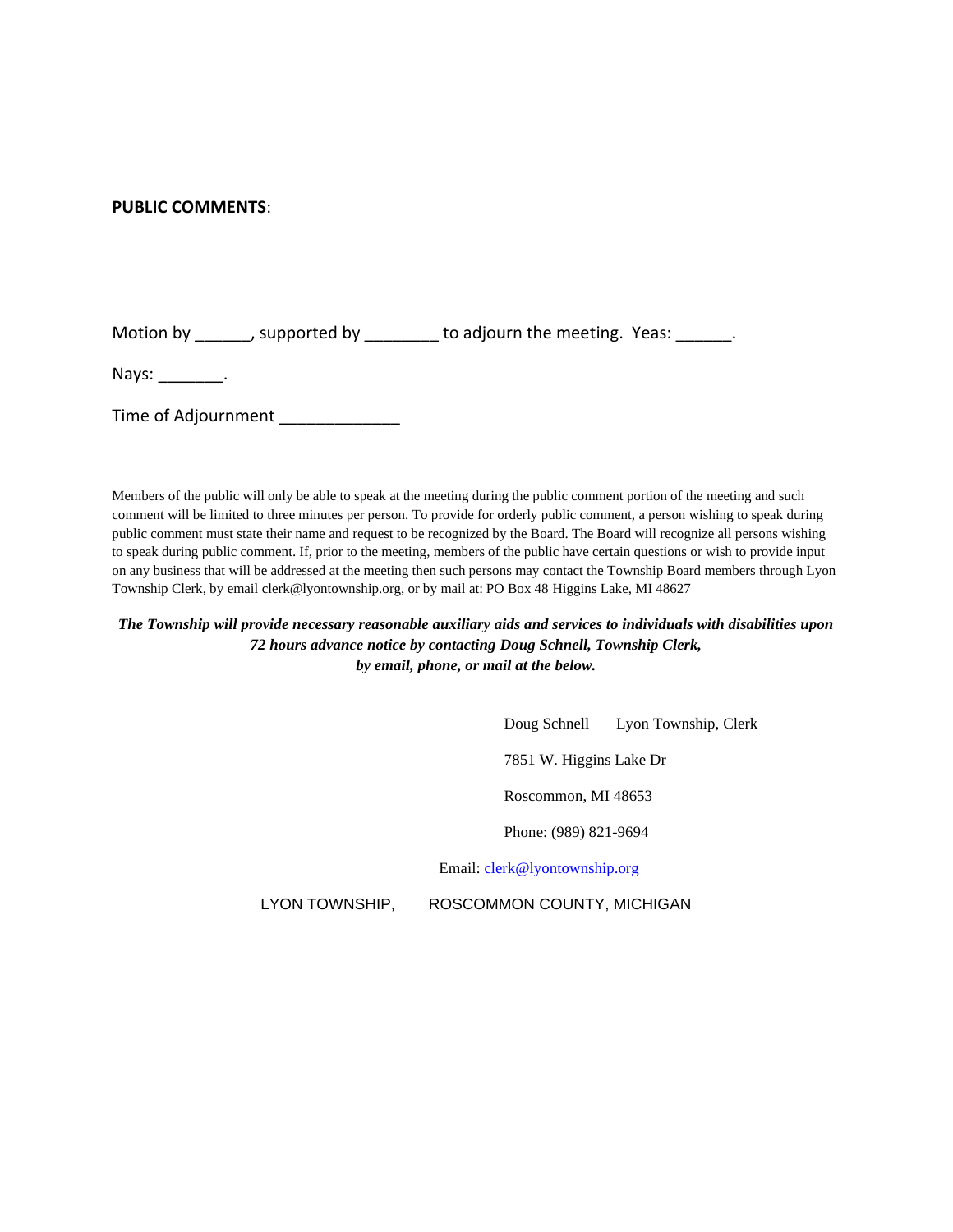**PUBLIC COMMENTS**:

Motion by ______, supported by ________ to adjourn the meeting. Yeas: ______.

Nays: _______.

Time of Adjournment _____________

Members of the public will only be able to speak at the meeting during the public comment portion of the meeting and such comment will be limited to three minutes per person. To provide for orderly public comment, a person wishing to speak during public comment must state their name and request to be recognized by the Board. The Board will recognize all persons wishing to speak during public comment. If, prior to the meeting, members of the public have certain questions or wish to provide input on any business that will be addressed at the meeting then such persons may contact the Township Board members through Lyon Township Clerk, by email clerk@lyontownship.org, or by mail at: PO Box 48 Higgins Lake, MI 48627

***The Township will provide necessary reasonable auxiliary aids and services to individuals with disabilities upon 72 hours advance notice by contacting Doug Schnell, Township Clerk, by email, phone, or mail at the below.***

Doug Schnell Lyon Township, Clerk

7851 W. Higgins Lake Dr

Roscommon, MI 48653

Phone: (989) 821-9694

Email: clerk@lyontownship.org

LYON TOWNSHIP, ROSCOMMON COUNTY, MICHIGAN